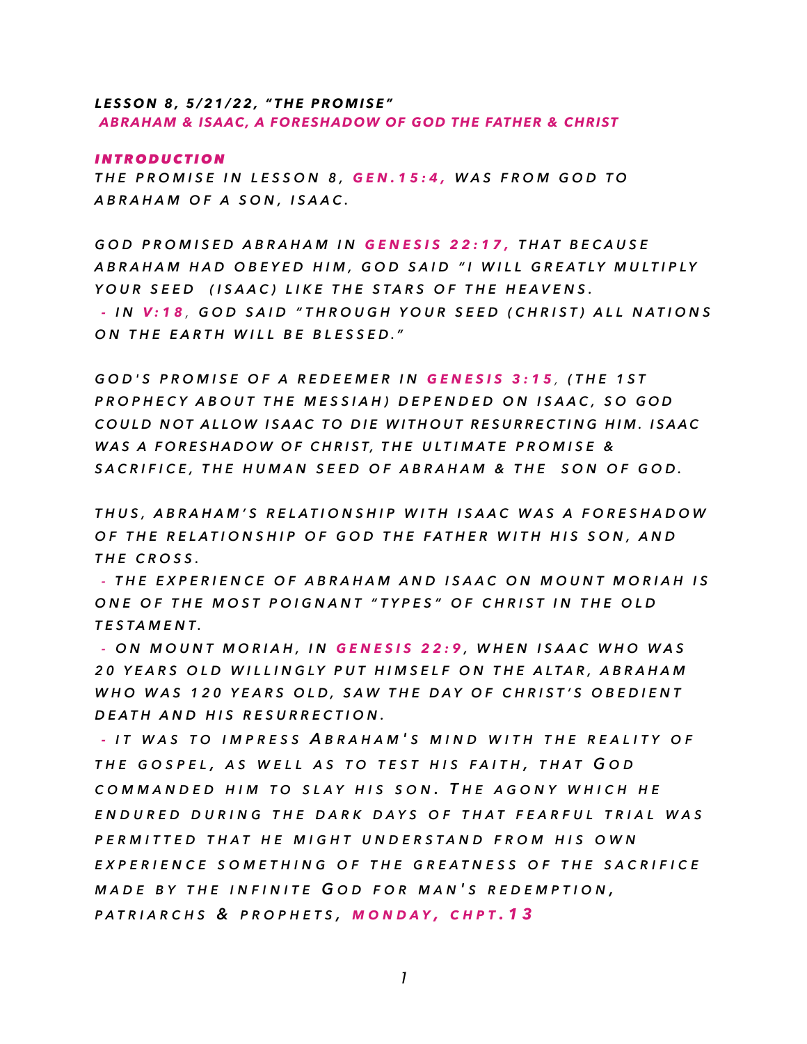***LESSON 8, 5/21/22, "THE PROMISE"***
***ABRAHAM & ISAAC, A FORESHADOW OF GOD THE FATHER & CHRIST***

***INTRODUCTION***

*THE PROMISE IN LESSON 8, **GEN.15:4,** WAS FROM GOD TO ABRAHAM OF A SON, ISAAC.*

*GOD PROMISED ABRAHAM IN **GENESIS 22:17,** THAT BECAUSE ABRAHAM HAD OBEYED HIM, GOD SAID "I WILL GREATLY MULTIPLY YOUR SEED (ISAAC) LIKE THE STARS OF THE HEAVENS.*

*- IN **V:18**, GOD SAID "THROUGH YOUR SEED (CHRIST) ALL NATIONS ON THE EARTH WILL BE BLESSED."*

*GOD'S PROMISE OF A REDEEMER IN **GENESIS 3:15**, (THE 1ST PROPHECY ABOUT THE MESSIAH) DEPENDED ON ISAAC, SO GOD COULD NOT ALLOW ISAAC TO DIE WITHOUT RESURRECTING HIM. ISAAC WAS A FORESHADOW OF CHRIST, THE ULTIMATE PROMISE & SACRIFICE, THE HUMAN SEED OF ABRAHAM & THE SON OF GOD.*

*THUS, ABRAHAM'S RELATIONSHIP WITH ISAAC WAS A FORESHADOW OF THE RELATIONSHIP OF GOD THE FATHER WITH HIS SON, AND THE CROSS.*

*- THE EXPERIENCE OF ABRAHAM AND ISAAC ON MOUNT MORIAH IS ONE OF THE MOST POIGNANT "TYPES" OF CHRIST IN THE OLD TESTAMENT.*

*- ON MOUNT MORIAH, IN **GENESIS 22:9**, WHEN ISAAC WHO WAS 20 YEARS OLD WILLINGLY PUT HIMSELF ON THE ALTAR, ABRAHAM WHO WAS 120 YEARS OLD, SAW THE DAY OF CHRIST'S OBEDIENT DEATH AND HIS RESURRECTION.*

*- IT WAS TO IMPRESS ABRAHAM'S MIND WITH THE REALITY OF THE GOSPEL, AS WELL AS TO TEST HIS FAITH, THAT GOD COMMANDED HIM TO SLAY HIS SON. THE AGONY WHICH HE ENDURED DURING THE DARK DAYS OF THAT FEARFUL TRIAL WAS PERMITTED THAT HE MIGHT UNDERSTAND FROM HIS OWN EXPERIENCE SOMETHING OF THE GREATNESS OF THE SACRIFICE MADE BY THE INFINITE GOD FOR MAN'S REDEMPTION, PATRIARCHS & PROPHETS, **MONDAY, CHPT.13***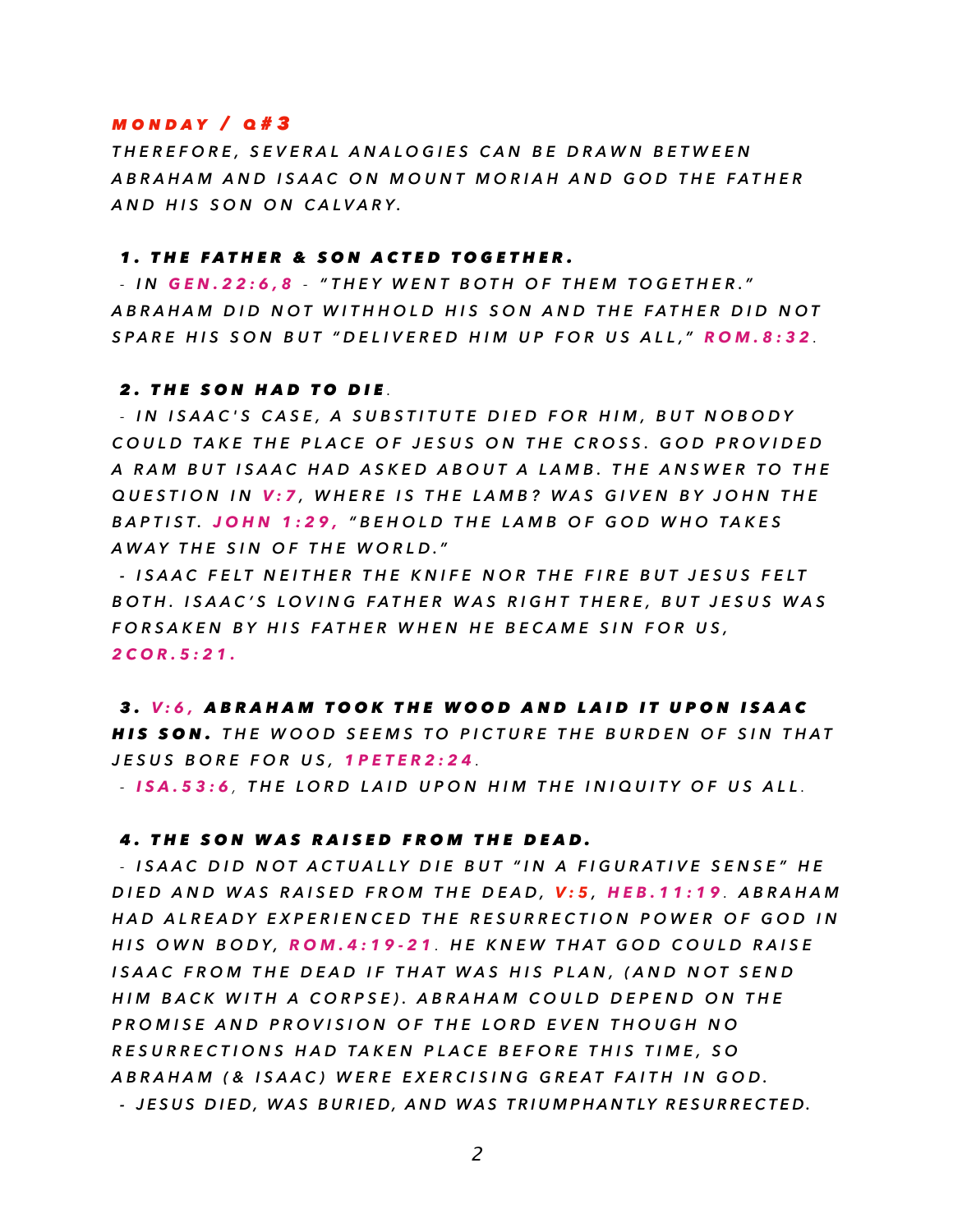### *MONDAY / Q#3*

*THEREFORE, SEVERAL ANALOGIES CAN BE DRAWN BETWEEN ABRAHAM AND ISAAC ON MOUNT MORIAH AND GOD THE FATHER AND HIS SON ON CALVARY.*

***1. THE FATHER & SON ACTED TOGETHER.***

*- IN **GEN.22:6,8** - "THEY WENT BOTH OF THEM TOGETHER." ABRAHAM DID NOT WITHHOLD HIS SON AND THE FATHER DID NOT SPARE HIS SON BUT "DELIVERED HIM UP FOR US ALL," **ROM.8:32**.*

***2. THE SON HAD TO DIE.***

*- IN ISAAC'S CASE, A SUBSTITUTE DIED FOR HIM, BUT NOBODY COULD TAKE THE PLACE OF JESUS ON THE CROSS. GOD PROVIDED A RAM BUT ISAAC HAD ASKED ABOUT A LAMB. THE ANSWER TO THE QUESTION IN **V:7**, WHERE IS THE LAMB? WAS GIVEN BY JOHN THE BAPTIST. **JOHN 1:29,** "BEHOLD THE LAMB OF GOD WHO TAKES AWAY THE SIN OF THE WORLD."*

*- ISAAC FELT NEITHER THE KNIFE NOR THE FIRE BUT JESUS FELT BOTH. ISAAC'S LOVING FATHER WAS RIGHT THERE, BUT JESUS WAS FORSAKEN BY HIS FATHER WHEN HE BECAME SIN FOR US, **2COR.5:21.***

***3. V:6, ABRAHAM TOOK THE WOOD AND LAID IT UPON ISAAC HIS SON.*** *THE WOOD SEEMS TO PICTURE THE BURDEN OF SIN THAT JESUS BORE FOR US, **1PETER2:24**.*

*- **ISA.53:6**, THE LORD LAID UPON HIM THE INIQUITY OF US ALL.*

***4. THE SON WAS RAISED FROM THE DEAD.***

*- ISAAC DID NOT ACTUALLY DIE BUT "IN A FIGURATIVE SENSE" HE DIED AND WAS RAISED FROM THE DEAD, **V:5**, **HEB.11:19**. ABRAHAM HAD ALREADY EXPERIENCED THE RESURRECTION POWER OF GOD IN HIS OWN BODY, **ROM.4:19-21**. HE KNEW THAT GOD COULD RAISE ISAAC FROM THE DEAD IF THAT WAS HIS PLAN, (AND NOT SEND HIM BACK WITH A CORPSE). ABRAHAM COULD DEPEND ON THE PROMISE AND PROVISION OF THE LORD EVEN THOUGH NO RESURRECTIONS HAD TAKEN PLACE BEFORE THIS TIME, SO ABRAHAM (& ISAAC) WERE EXERCISING GREAT FAITH IN GOD.*

*- JESUS DIED, WAS BURIED, AND WAS TRIUMPHANTLY RESURRECTED.*